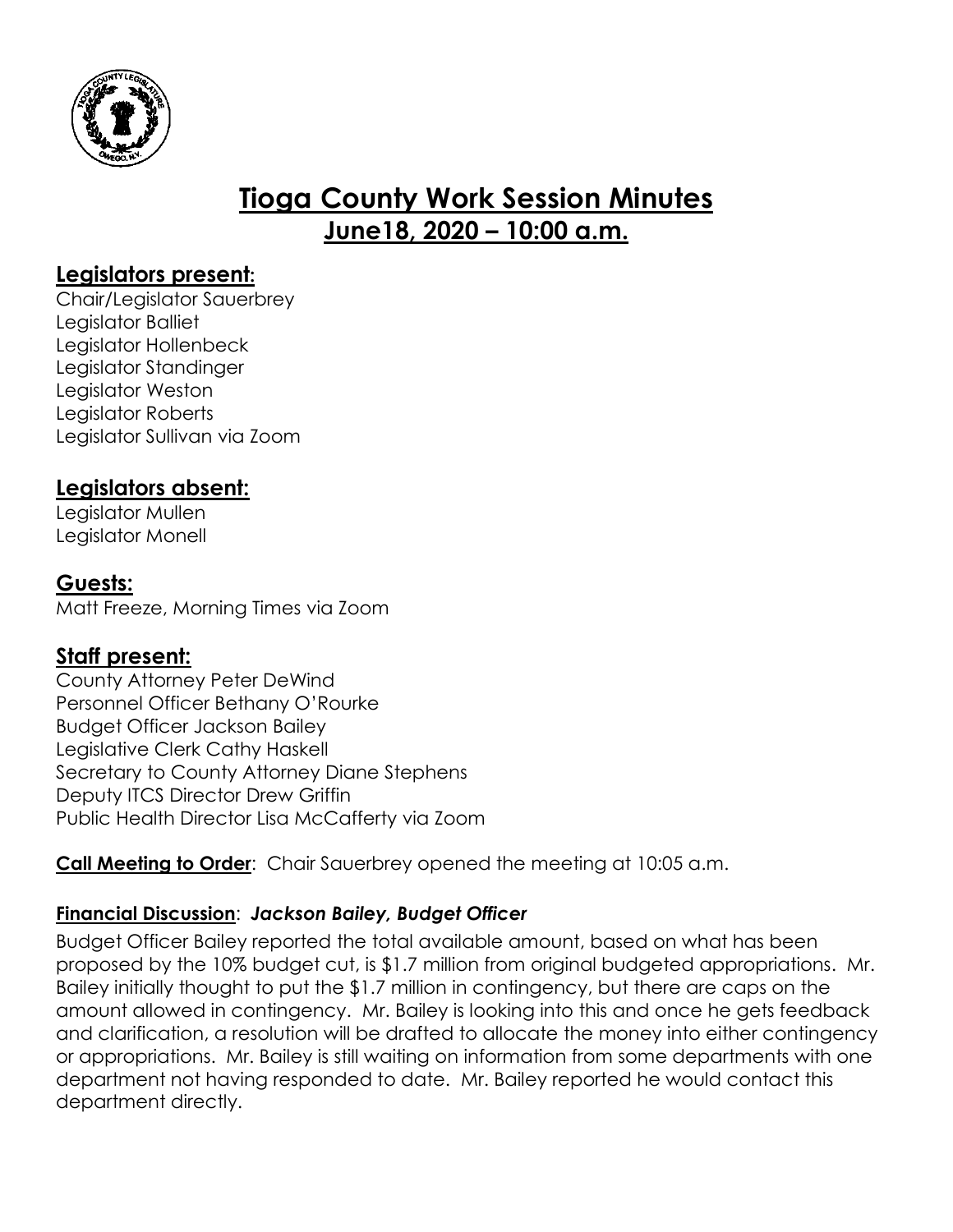# Tioga County Work Session Minutes
## June18, 2020 – 10:00 a.m.

### Legislators present:

Chair/Legislator Sauerbrey
Legislator Balliet
Legislator Hollenbeck
Legislator Standinger
Legislator Weston
Legislator Roberts
Legislator Sullivan via Zoom

### Legislators absent:

Legislator Mullen
Legislator Monell

### Guests:

Matt Freeze, Morning Times via Zoom

### Staff present:

County Attorney Peter DeWind
Personnel Officer Bethany O'Rourke
Budget Officer Jackson Bailey
Legislative Clerk Cathy Haskell
Secretary to County Attorney Diane Stephens
Deputy ITCS Director Drew Griffin
Public Health Director Lisa McCafferty via Zoom

**Call Meeting to Order**: Chair Sauerbrey opened the meeting at 10:05 a.m.

**Financial Discussion**: ***Jackson Bailey, Budget Officer***

Budget Officer Bailey reported the total available amount, based on what has been proposed by the 10% budget cut, is $1.7 million from original budgeted appropriations. Mr. Bailey initially thought to put the $1.7 million in contingency, but there are caps on the amount allowed in contingency. Mr. Bailey is looking into this and once he gets feedback and clarification, a resolution will be drafted to allocate the money into either contingency or appropriations. Mr. Bailey is still waiting on information from some departments with one department not having responded to date. Mr. Bailey reported he would contact this department directly.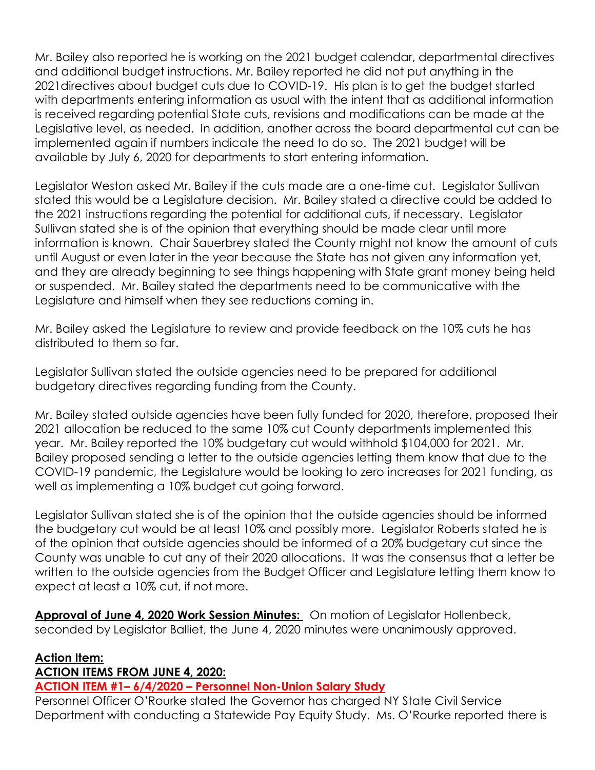Mr. Bailey also reported he is working on the 2021 budget calendar, departmental directives and additional budget instructions. Mr. Bailey reported he did not put anything in the 2021directives about budget cuts due to COVID-19. His plan is to get the budget started with departments entering information as usual with the intent that as additional information is received regarding potential State cuts, revisions and modifications can be made at the Legislative level, as needed. In addition, another across the board departmental cut can be implemented again if numbers indicate the need to do so. The 2021 budget will be available by July 6, 2020 for departments to start entering information.

Legislator Weston asked Mr. Bailey if the cuts made are a one-time cut. Legislator Sullivan stated this would be a Legislature decision. Mr. Bailey stated a directive could be added to the 2021 instructions regarding the potential for additional cuts, if necessary. Legislator Sullivan stated she is of the opinion that everything should be made clear until more information is known. Chair Sauerbrey stated the County might not know the amount of cuts until August or even later in the year because the State has not given any information yet, and they are already beginning to see things happening with State grant money being held or suspended. Mr. Bailey stated the departments need to be communicative with the Legislature and himself when they see reductions coming in.

Mr. Bailey asked the Legislature to review and provide feedback on the 10% cuts he has distributed to them so far.

Legislator Sullivan stated the outside agencies need to be prepared for additional budgetary directives regarding funding from the County.

Mr. Bailey stated outside agencies have been fully funded for 2020, therefore, proposed their 2021 allocation be reduced to the same 10% cut County departments implemented this year. Mr. Bailey reported the 10% budgetary cut would withhold $104,000 for 2021. Mr. Bailey proposed sending a letter to the outside agencies letting them know that due to the COVID-19 pandemic, the Legislature would be looking to zero increases for 2021 funding, as well as implementing a 10% budget cut going forward.

Legislator Sullivan stated she is of the opinion that the outside agencies should be informed the budgetary cut would be at least 10% and possibly more. Legislator Roberts stated he is of the opinion that outside agencies should be informed of a 20% budgetary cut since the County was unable to cut any of their 2020 allocations. It was the consensus that a letter be written to the outside agencies from the Budget Officer and Legislature letting them know to expect at least a 10% cut, if not more.

**Approval of June 4, 2020 Work Session Minutes:** On motion of Legislator Hollenbeck, seconded by Legislator Balliet, the June 4, 2020 minutes were unanimously approved.

**Action Item:**

**ACTION ITEMS FROM JUNE 4, 2020:**

**ACTION ITEM #1– 6/4/2020 – Personnel Non-Union Salary Study**

Personnel Officer O'Rourke stated the Governor has charged NY State Civil Service Department with conducting a Statewide Pay Equity Study. Ms. O'Rourke reported there is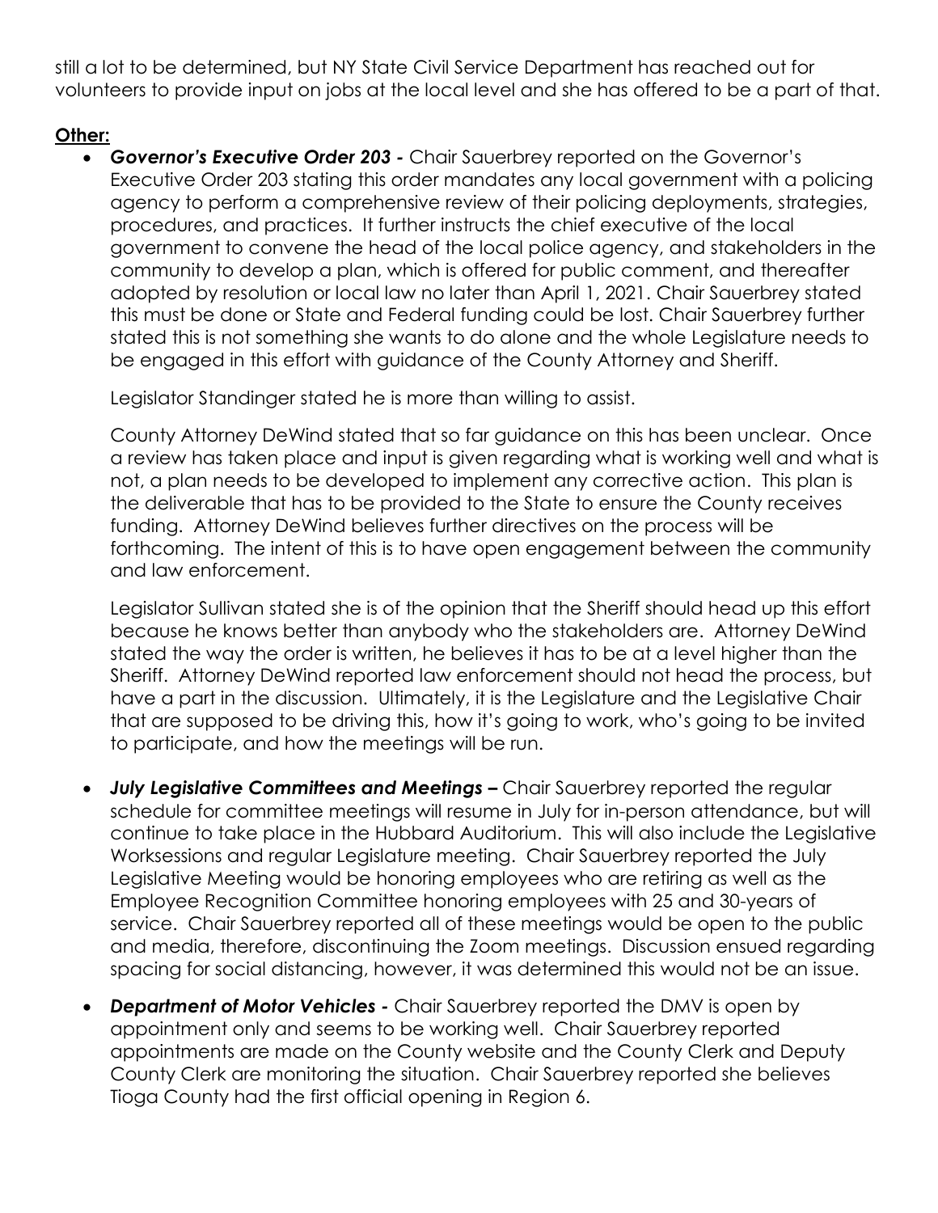still a lot to be determined, but NY State Civil Service Department has reached out for volunteers to provide input on jobs at the local level and she has offered to be a part of that.

**Other:**

- ***Governor's Executive Order 203 -*** Chair Sauerbrey reported on the Governor's Executive Order 203 stating this order mandates any local government with a policing agency to perform a comprehensive review of their policing deployments, strategies, procedures, and practices. It further instructs the chief executive of the local government to convene the head of the local police agency, and stakeholders in the community to develop a plan, which is offered for public comment, and thereafter adopted by resolution or local law no later than April 1, 2021. Chair Sauerbrey stated this must be done or State and Federal funding could be lost. Chair Sauerbrey further stated this is not something she wants to do alone and the whole Legislature needs to be engaged in this effort with guidance of the County Attorney and Sheriff.

  Legislator Standinger stated he is more than willing to assist.

  County Attorney DeWind stated that so far guidance on this has been unclear. Once a review has taken place and input is given regarding what is working well and what is not, a plan needs to be developed to implement any corrective action. This plan is the deliverable that has to be provided to the State to ensure the County receives funding. Attorney DeWind believes further directives on the process will be forthcoming. The intent of this is to have open engagement between the community and law enforcement.

  Legislator Sullivan stated she is of the opinion that the Sheriff should head up this effort because he knows better than anybody who the stakeholders are. Attorney DeWind stated the way the order is written, he believes it has to be at a level higher than the Sheriff. Attorney DeWind reported law enforcement should not head the process, but have a part in the discussion. Ultimately, it is the Legislature and the Legislative Chair that are supposed to be driving this, how it's going to work, who's going to be invited to participate, and how the meetings will be run.

- ***July Legislative Committees and Meetings –*** Chair Sauerbrey reported the regular schedule for committee meetings will resume in July for in-person attendance, but will continue to take place in the Hubbard Auditorium. This will also include the Legislative Worksessions and regular Legislature meeting. Chair Sauerbrey reported the July Legislative Meeting would be honoring employees who are retiring as well as the Employee Recognition Committee honoring employees with 25 and 30-years of service. Chair Sauerbrey reported all of these meetings would be open to the public and media, therefore, discontinuing the Zoom meetings. Discussion ensued regarding spacing for social distancing, however, it was determined this would not be an issue.

- ***Department of Motor Vehicles -*** Chair Sauerbrey reported the DMV is open by appointment only and seems to be working well. Chair Sauerbrey reported appointments are made on the County website and the County Clerk and Deputy County Clerk are monitoring the situation. Chair Sauerbrey reported she believes Tioga County had the first official opening in Region 6.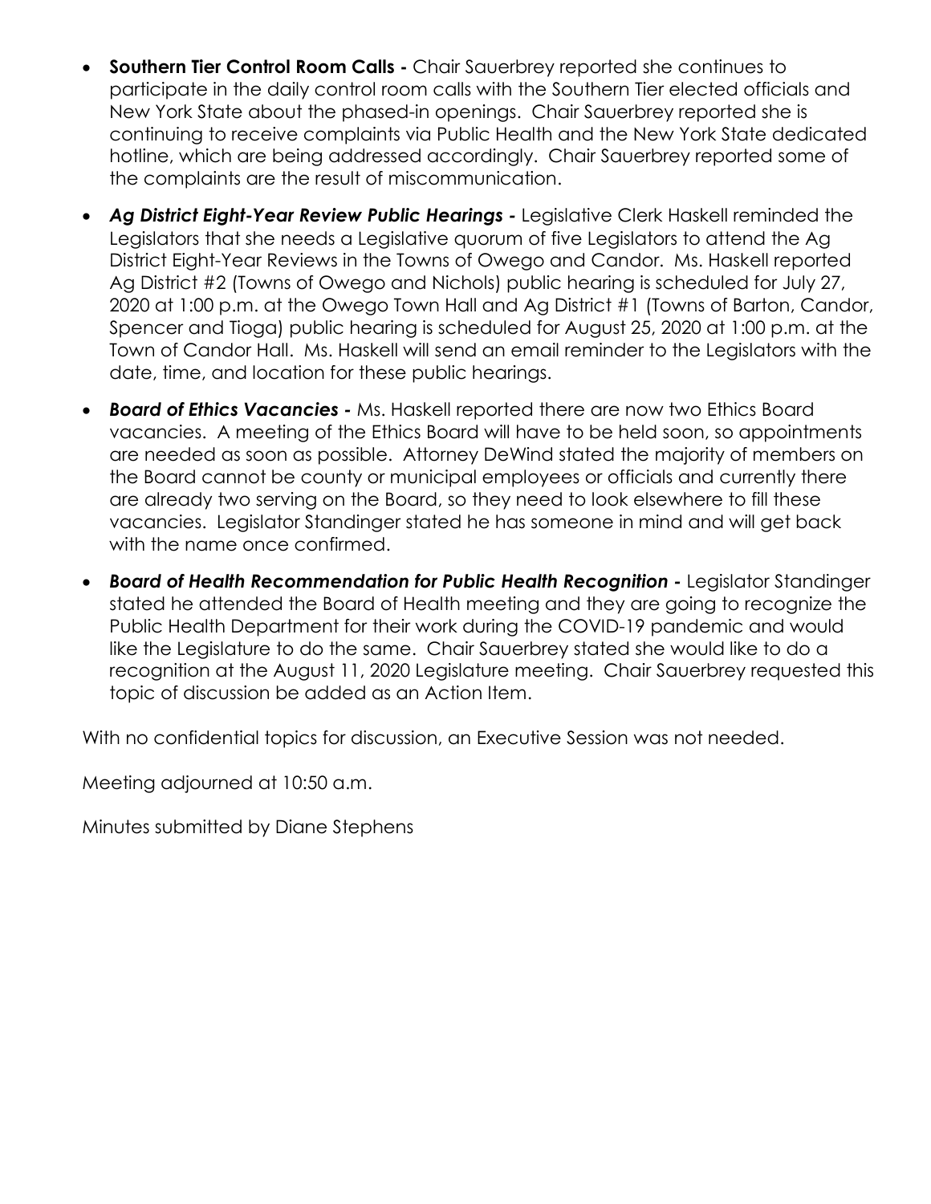- **Southern Tier Control Room Calls -** Chair Sauerbrey reported she continues to participate in the daily control room calls with the Southern Tier elected officials and New York State about the phased-in openings. Chair Sauerbrey reported she is continuing to receive complaints via Public Health and the New York State dedicated hotline, which are being addressed accordingly. Chair Sauerbrey reported some of the complaints are the result of miscommunication.
- ***Ag District Eight-Year Review Public Hearings -*** Legislative Clerk Haskell reminded the Legislators that she needs a Legislative quorum of five Legislators to attend the Ag District Eight-Year Reviews in the Towns of Owego and Candor. Ms. Haskell reported Ag District #2 (Towns of Owego and Nichols) public hearing is scheduled for July 27, 2020 at 1:00 p.m. at the Owego Town Hall and Ag District #1 (Towns of Barton, Candor, Spencer and Tioga) public hearing is scheduled for August 25, 2020 at 1:00 p.m. at the Town of Candor Hall. Ms. Haskell will send an email reminder to the Legislators with the date, time, and location for these public hearings.
- ***Board of Ethics Vacancies -*** Ms. Haskell reported there are now two Ethics Board vacancies. A meeting of the Ethics Board will have to be held soon, so appointments are needed as soon as possible. Attorney DeWind stated the majority of members on the Board cannot be county or municipal employees or officials and currently there are already two serving on the Board, so they need to look elsewhere to fill these vacancies. Legislator Standinger stated he has someone in mind and will get back with the name once confirmed.
- ***Board of Health Recommendation for Public Health Recognition -*** Legislator Standinger stated he attended the Board of Health meeting and they are going to recognize the Public Health Department for their work during the COVID-19 pandemic and would like the Legislature to do the same. Chair Sauerbrey stated she would like to do a recognition at the August 11, 2020 Legislature meeting. Chair Sauerbrey requested this topic of discussion be added as an Action Item.

With no confidential topics for discussion, an Executive Session was not needed.

Meeting adjourned at 10:50 a.m.

Minutes submitted by Diane Stephens